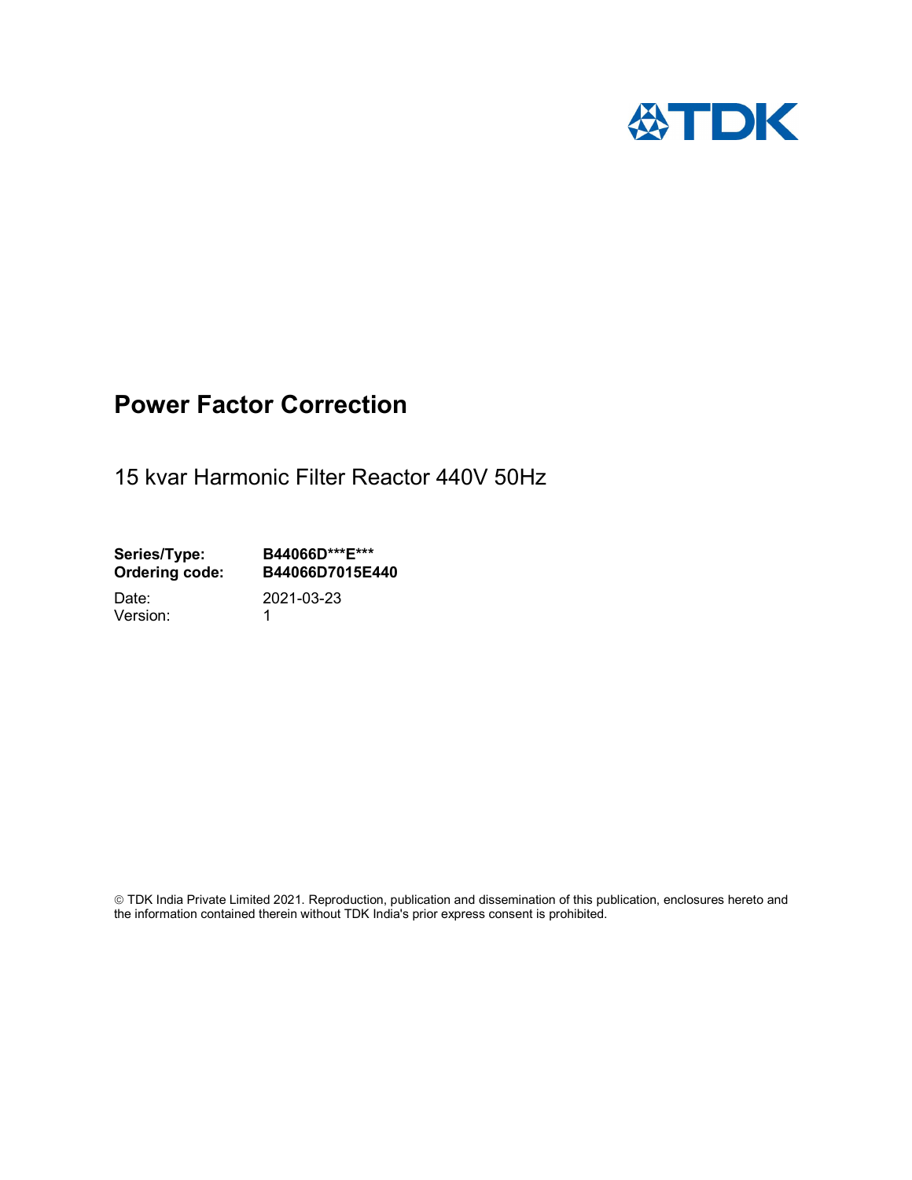# Power Factor Correction

15 kvar Harmonic Filter Reactor 440V 50Hz

| | |
|---|---|
| **Series/Type:** | **B44066D***E*** ** |
| **Ordering code:** | **B44066D7015E440** |
| Date: | 2021-03-23 |
| Version: | 1 |

© TDK India Private Limited 2021. Reproduction, publication and dissemination of this publication, enclosures hereto and the information contained therein without TDK India's prior express consent is prohibited.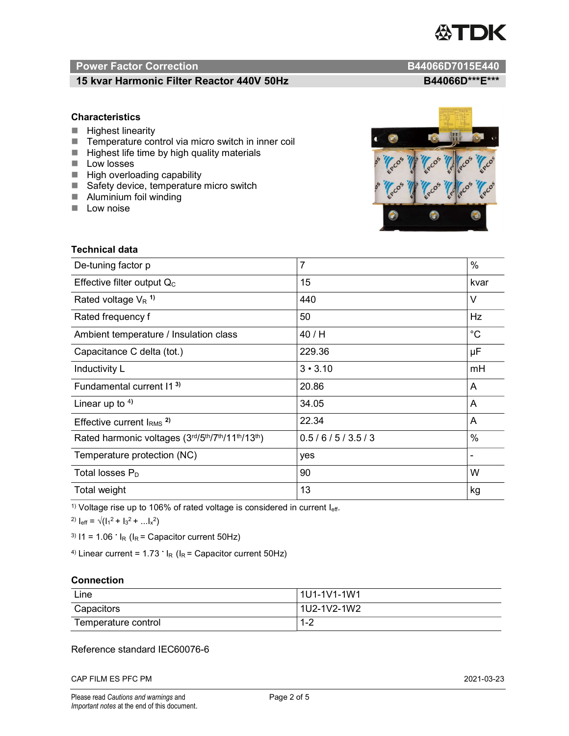## Power Factor Correction — B44066D7015E440

### 15 kvar Harmonic Filter Reactor 440V 50Hz — B44066D***E***

### Characteristics

- Highest linearity
- Temperature control via micro switch in inner coil
- Highest life time by high quality materials
- Low losses
- High overloading capability
- Safety device, temperature micro switch
- Aluminium foil winding
- Low noise

### Technical data

| | | |
|---|---|---|
| De-tuning factor p | 7 | % |
| Effective filter output $Q_C$ | 15 | kvar |
| Rated voltage $V_R$ [1)] | 440 | V |
| Rated frequency f | 50 | Hz |
| Ambient temperature / Insulation class | 40 / H | °C |
| Capacitance C delta (tot.) | 229.36 | µF |
| Inductivity L | 3 • 3.10 | mH |
| Fundamental current I1 [3)] | 20.86 | A |
| Linear up to [4)] | 34.05 | A |
| Effective current $I_{RMS}$ [2)] | 22.34 | A |
| Rated harmonic voltages (3rd/5th/7th/11th/13th) | 0.5 / 6 / 5 / 3.5 / 3 | % |
| Temperature protection (NC) | yes | - |
| Total losses $P_D$ | 90 | W |
| Total weight | 13 | kg |

[1)] Voltage rise up to 106% of rated voltage is considered in current $I_{eff}$.

[2)] $I_{eff} = \sqrt{(I_1^2 + I_3^2 + ...I_x^2)}$

[3)] $I1 = 1.06 \cdot I_R$ ($I_R$ = Capacitor current 50Hz)

[4)] Linear current = $1.73 \cdot I_R$ ($I_R$ = Capacitor current 50Hz)

### Connection

| | |
|---|---|
| Line | 1U1-1V1-1W1 |
| Capacitors | 1U2-1V2-1W2 |
| Temperature control | 1-2 |

Reference standard IEC60076-6

CAP FILM ES PFC PM — 2021-03-23

Please read *Cautions and warnings* and *Important notes* at the end of this document.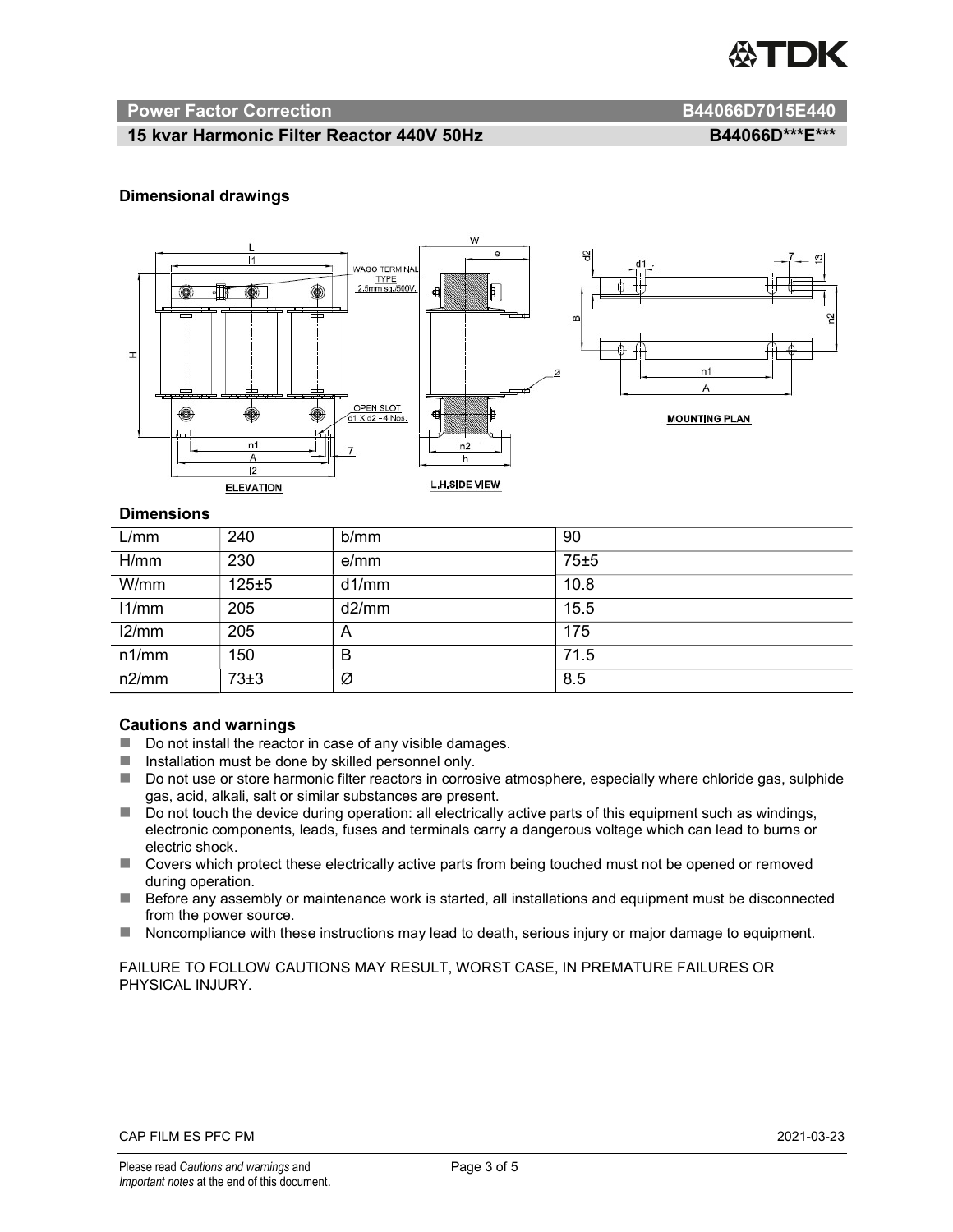**Power Factor Correction** **B44066D7015E440**

**15 kvar Harmonic Filter Reactor 440V 50Hz** **B44066D\*\*\*E\*\*\***

### Dimensional drawings

L
l1
WAGO TERMINAL TYPE 2.5mm sq./500V.
H
OPEN SLOT d1 X d2 - 4 Nos.
n1
A
l2
7
ELEVATION

W
e
Ø
n2
b
L.H.SIDE VIEW

d2
d1
7
13
B
n2
n1
A
MOUNTING PLAN

### Dimensions

| | | | |
|---|---|---|---|
| L/mm | 240 | b/mm | 90 |
| H/mm | 230 | e/mm | 75±5 |
| W/mm | 125±5 | d1/mm | 10.8 |
| l1/mm | 205 | d2/mm | 15.5 |
| l2/mm | 205 | A | 175 |
| n1/mm | 150 | B | 71.5 |
| n2/mm | 73±3 | Ø | 8.5 |

### Cautions and warnings

- Do not install the reactor in case of any visible damages.
- Installation must be done by skilled personnel only.
- Do not use or store harmonic filter reactors in corrosive atmosphere, especially where chloride gas, sulphide gas, acid, alkali, salt or similar substances are present.
- Do not touch the device during operation: all electrically active parts of this equipment such as windings, electronic components, leads, fuses and terminals carry a dangerous voltage which can lead to burns or electric shock.
- Covers which protect these electrically active parts from being touched must not be opened or removed during operation.
- Before any assembly or maintenance work is started, all installations and equipment must be disconnected from the power source.
- Noncompliance with these instructions may lead to death, serious injury or major damage to equipment.

FAILURE TO FOLLOW CAUTIONS MAY RESULT, WORST CASE, IN PREMATURE FAILURES OR PHYSICAL INJURY.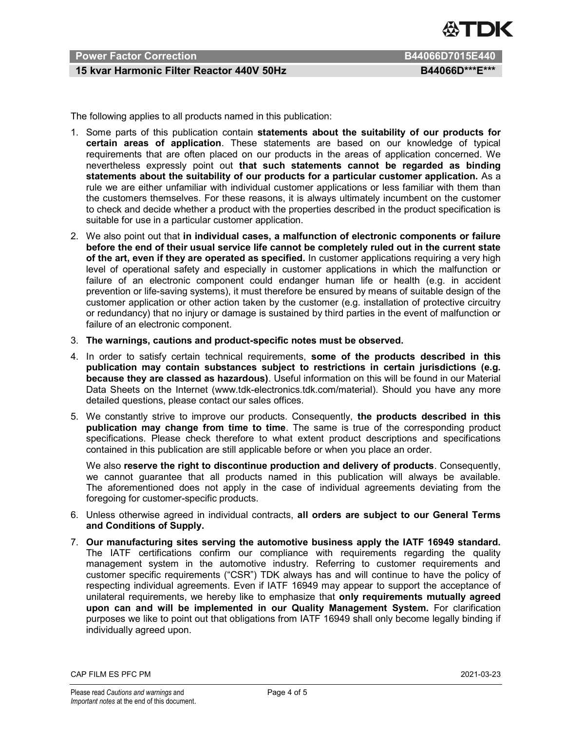The following applies to all products named in this publication:

1. Some parts of this publication contain **statements about the suitability of our products for certain areas of application**. These statements are based on our knowledge of typical requirements that are often placed on our products in the areas of application concerned. We nevertheless expressly point out **that such statements cannot be regarded as binding statements about the suitability of our products for a particular customer application.** As a rule we are either unfamiliar with individual customer applications or less familiar with them than the customers themselves. For these reasons, it is always ultimately incumbent on the customer to check and decide whether a product with the properties described in the product specification is suitable for use in a particular customer application.
2. We also point out that **in individual cases, a malfunction of electronic components or failure before the end of their usual service life cannot be completely ruled out in the current state of the art, even if they are operated as specified.** In customer applications requiring a very high level of operational safety and especially in customer applications in which the malfunction or failure of an electronic component could endanger human life or health (e.g. in accident prevention or life-saving systems), it must therefore be ensured by means of suitable design of the customer application or other action taken by the customer (e.g. installation of protective circuitry or redundancy) that no injury or damage is sustained by third parties in the event of malfunction or failure of an electronic component.
3. **The warnings, cautions and product-specific notes must be observed.**
4. In order to satisfy certain technical requirements, **some of the products described in this publication may contain substances subject to restrictions in certain jurisdictions (e.g. because they are classed as hazardous)**. Useful information on this will be found in our Material Data Sheets on the Internet (www.tdk-electronics.tdk.com/material). Should you have any more detailed questions, please contact our sales offices.
5. We constantly strive to improve our products. Consequently, **the products described in this publication may change from time to time**. The same is true of the corresponding product specifications. Please check therefore to what extent product descriptions and specifications contained in this publication are still applicable before or when you place an order.

   We also **reserve the right to discontinue production and delivery of products**. Consequently, we cannot guarantee that all products named in this publication will always be available. The aforementioned does not apply in the case of individual agreements deviating from the foregoing for customer-specific products.
6. Unless otherwise agreed in individual contracts, **all orders are subject to our General Terms and Conditions of Supply.**
7. **Our manufacturing sites serving the automotive business apply the IATF 16949 standard.** The IATF certifications confirm our compliance with requirements regarding the quality management system in the automotive industry. Referring to customer requirements and customer specific requirements ("CSR") TDK always has and will continue to have the policy of respecting individual agreements. Even if IATF 16949 may appear to support the acceptance of unilateral requirements, we hereby like to emphasize that **only requirements mutually agreed upon can and will be implemented in our Quality Management System.** For clarification purposes we like to point out that obligations from IATF 16949 shall only become legally binding if individually agreed upon.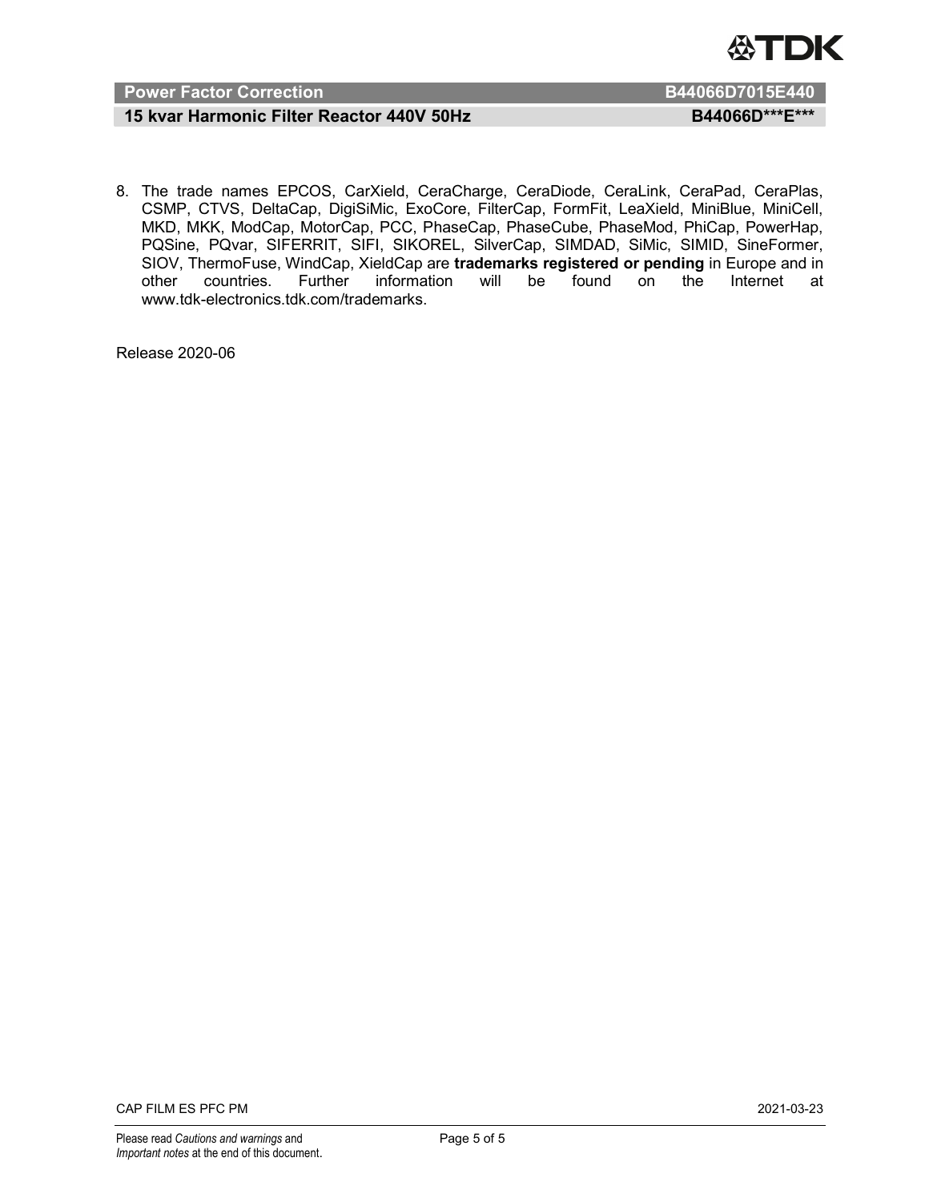8. The trade names EPCOS, CarXield, CeraCharge, CeraDiode, CeraLink, CeraPad, CeraPlas, CSMP, CTVS, DeltaCap, DigiSiMic, ExoCore, FilterCap, FormFit, LeaXield, MiniBlue, MiniCell, MKD, MKK, ModCap, MotorCap, PCC, PhaseCap, PhaseCube, PhaseMod, PhiCap, PowerHap, PQSine, PQvar, SIFERRIT, SIFI, SIKOREL, SilverCap, SIMDAD, SiMic, SIMID, SineFormer, SIOV, ThermoFuse, WindCap, XieldCap are **trademarks registered or pending** in Europe and in other countries. Further information will be found on the Internet at www.tdk-electronics.tdk.com/trademarks.

Release 2020-06